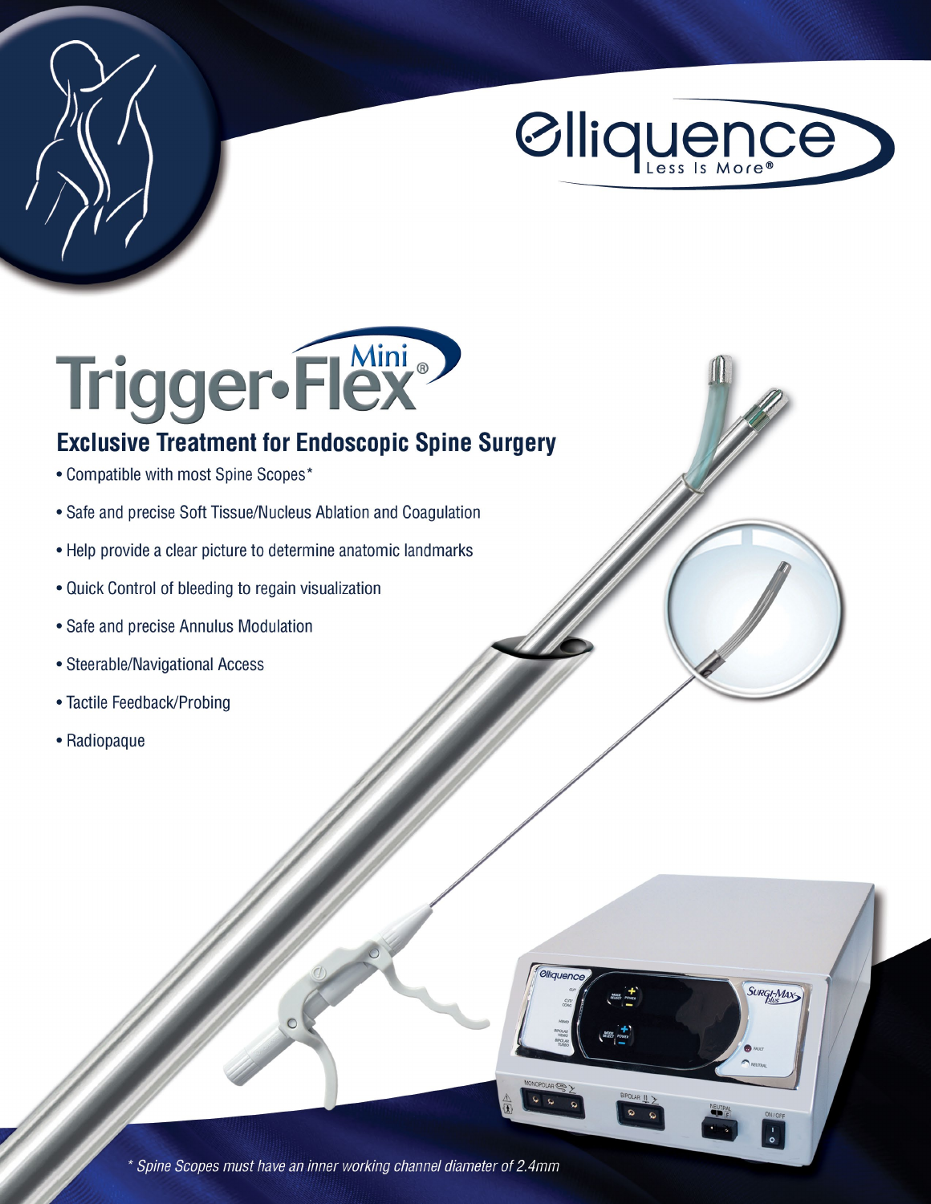elliquence
Less Is More®

# Trigger•Flex® Mini

## Exclusive Treatment for Endoscopic Spine Surgery

- Compatible with most Spine Scopes*
- Safe and precise Soft Tissue/Nucleus Ablation and Coagulation
- Help provide a clear picture to determine anatomic landmarks
- Quick Control of bleeding to regain visualization
- Safe and precise Annulus Modulation
- Steerable/Navigational Access
- Tactile Feedback/Probing
- Radiopaque

*\* Spine Scopes must have an inner working channel diameter of 2.4mm*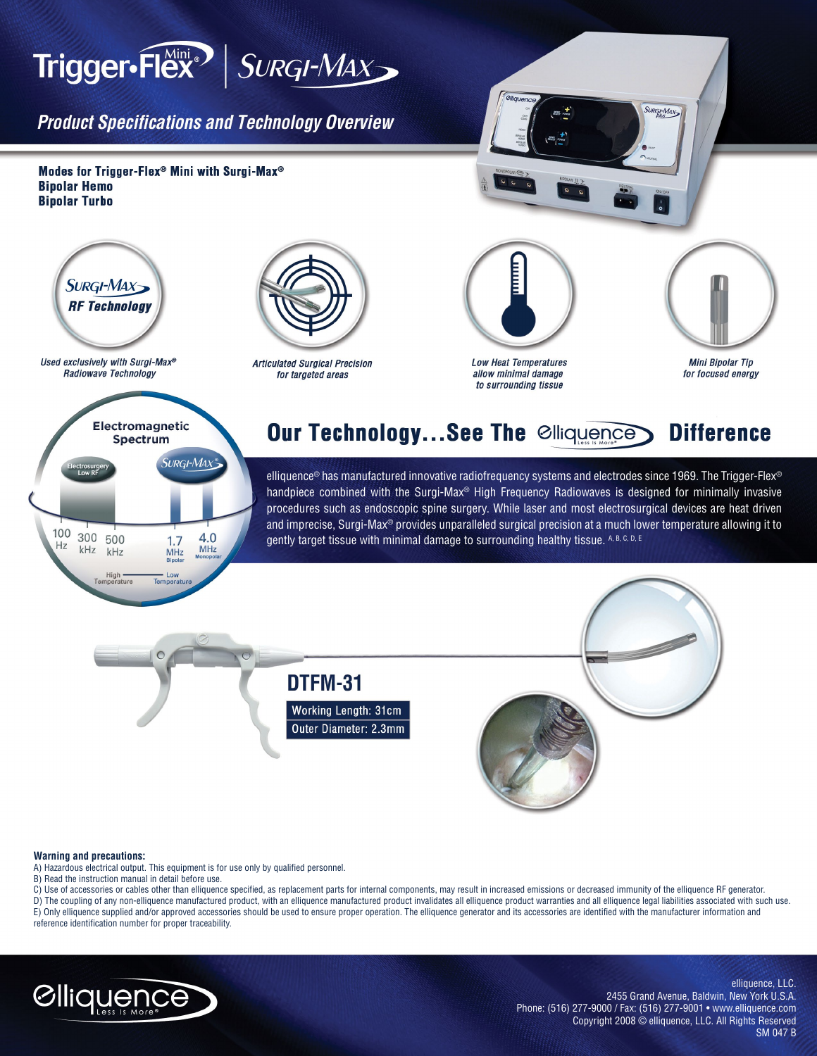# Trigger•Flex® Mini | Surgi-Max

## Product Specifications and Technology Overview

**Modes for Trigger-Flex® Mini with Surgi-Max®**
**Bipolar Hemo**
**Bipolar Turbo**

*Used exclusively with Surgi-Max® Radiowave Technology*

*Articulated Surgical Precision for targeted areas*

*Low Heat Temperatures allow minimal damage to surrounding tissue*

*Mini Bipolar Tip for focused energy*

Electromagnetic Spectrum

Electrosurgery Low RF

Surgi-Max®

100 Hz

300 kHz

500 kHz

1.7 MHz Bipolar

4.0 MHz Monopolar

High Temperature — Low Temperature

## Our Technology...See The elliquence Difference

elliquence® has manufactured innovative radiofrequency systems and electrodes since 1969. The Trigger-Flex® handpiece combined with the Surgi-Max® High Frequency Radiowaves is designed for minimally invasive procedures such as endoscopic spine surgery. While laser and most electrosurgical devices are heat driven and imprecise, Surgi-Max® provides unparalleled surgical precision at a much lower temperature allowing it to gently target tissue with minimal damage to surrounding healthy tissue. [A, B, C, D, E]

### DTFM-31

Working Length: 31cm

Outer Diameter: 2.3mm

**Warning and precautions:**

A) Hazardous electrical output. This equipment is for use only by qualified personnel.
B) Read the instruction manual in detail before use.
C) Use of accessories or cables other than elliquence specified, as replacement parts for internal components, may result in increased emissions or decreased immunity of the elliquence RF generator.
D) The coupling of any non-elliquence manufactured product, with an elliquence manufactured product invalidates all elliquence product warranties and all elliquence legal liabilities associated with such use.
E) Only elliquence supplied and/or approved accessories should be used to ensure proper operation. The elliquence generator and its accessories are identified with the manufacturer information and reference identification number for proper traceability.

elliquence, LLC.
2455 Grand Avenue, Baldwin, New York U.S.A.
Phone: (516) 277-9000 / Fax: (516) 277-9001 • www.elliquence.com
Copyright 2008 © elliquence, LLC. All Rights Reserved
SM 047 B